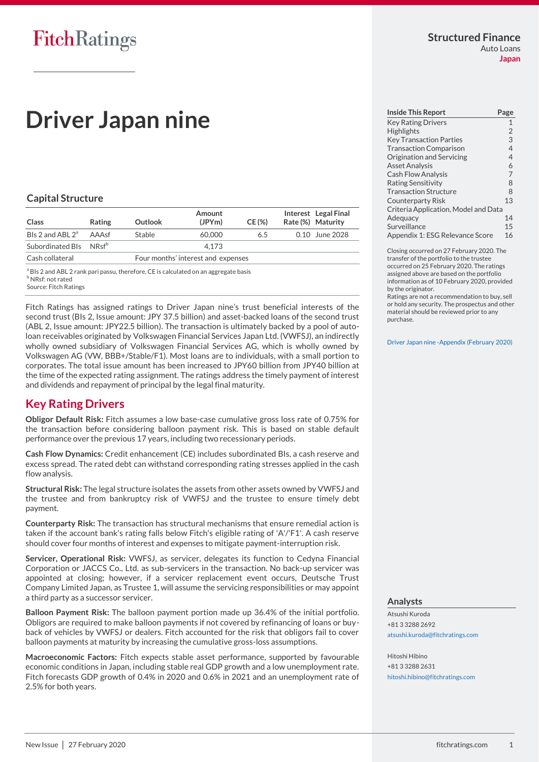FitchRatings

Structured Finance
Auto Loans
Japan

# Driver Japan nine

## Capital Structure

| Class | Rating | Outlook | Amount (JPYm) | CE (%) | Interest Rate (%) | Legal Final Maturity |
|---|---|---|---|---|---|---|
| BIs 2 and ABL 2[a] | AAAsf | Stable | 60,000 | 6.5 | 0.10 | June 2028 |
| Subordinated BIs | NRsf[b] | | 4,173 | | | |
| Cash collateral | | Four months' interest and expenses | | | | |

[a] BIs 2 and ABL 2 rank pari passu, therefore, CE is calculated on an aggregate basis
[b] NRsf: not rated
Source: Fitch Ratings

Fitch Ratings has assigned ratings to Driver Japan nine's trust beneficial interests of the second trust (BIs 2, Issue amount: JPY 37.5 billion) and asset-backed loans of the second trust (ABL 2, Issue amount: JPY22.5 billion). The transaction is ultimately backed by a pool of auto-loan receivables originated by Volkswagen Financial Services Japan Ltd. (VWFSJ), an indirectly wholly owned subsidiary of Volkswagen Financial Services AG, which is wholly owned by Volkswagen AG (VW, BBB+/Stable/F1). Most loans are to individuals, with a small portion to corporates. The total issue amount has been increased to JPY60 billion from JPY40 billion at the time of the expected rating assignment. The ratings address the timely payment of interest and dividends and repayment of principal by the legal final maturity.

## Key Rating Drivers

**Obligor Default Risk:** Fitch assumes a low base-case cumulative gross loss rate of 0.75% for the transaction before considering balloon payment risk. This is based on stable default performance over the previous 17 years, including two recessionary periods.

**Cash Flow Dynamics:** Credit enhancement (CE) includes subordinated BIs, a cash reserve and excess spread. The rated debt can withstand corresponding rating stresses applied in the cash flow analysis.

**Structural Risk:** The legal structure isolates the assets from other assets owned by VWFSJ and the trustee and from bankruptcy risk of VWFSJ and the trustee to ensure timely debt payment.

**Counterparty Risk:** The transaction has structural mechanisms that ensure remedial action is taken if the account bank's rating falls below Fitch's eligible rating of 'A'/'F1'. A cash reserve should cover four months of interest and expenses to mitigate payment-interruption risk.

**Servicer, Operational Risk:** VWFSJ, as servicer, delegates its function to Cedyna Financial Corporation or JACCS Co., Ltd. as sub-servicers in the transaction. No back-up servicer was appointed at closing; however, if a servicer replacement event occurs, Deutsche Trust Company Limited Japan, as Trustee 1, will assume the servicing responsibilities or may appoint a third party as a successor servicer.

**Balloon Payment Risk:** The balloon payment portion made up 36.4% of the initial portfolio. Obligors are required to make balloon payments if not covered by refinancing of loans or buy-back of vehicles by VWFSJ or dealers. Fitch accounted for the risk that obligors fail to cover balloon payments at maturity by increasing the cumulative gross-loss assumptions.

**Macroeconomic Factors:** Fitch expects stable asset performance, supported by favourable economic conditions in Japan, including stable real GDP growth and a low unemployment rate. Fitch forecasts GDP growth of 0.4% in 2020 and 0.6% in 2021 and an unemployment rate of 2.5% for both years.

| Inside This Report | Page |
|---|---|
| Key Rating Drivers | 1 |
| Highlights | 2 |
| Key Transaction Parties | 3 |
| Transaction Comparison | 4 |
| Origination and Servicing | 4 |
| Asset Analysis | 6 |
| Cash Flow Analysis | 7 |
| Rating Sensitivity | 8 |
| Transaction Structure | 8 |
| Counterparty Risk | 13 |
| Criteria Application, Model and Data Adequacy | 14 |
| Surveillance | 15 |
| Appendix 1: ESG Relevance Score | 16 |

Closing occurred on 27 February 2020. The transfer of the portfolio to the trustee occurred on 25 February 2020. The ratings assigned above are based on the portfolio information as of 10 February 2020, provided by the originator.
Ratings are not a recommendation to buy, sell or hold any security. The prospectus and other material should be reviewed prior to any purchase.

Driver Japan nine -Appendix (February 2020)

### Analysts

Atsushi Kuroda
+81 3 3288 2692
atsushi.kuroda@fitchratings.com

Hitoshi Hibino
+81 3 3288 2631
hitoshi.hibino@fitchratings.com

New Issue | 27 February 2020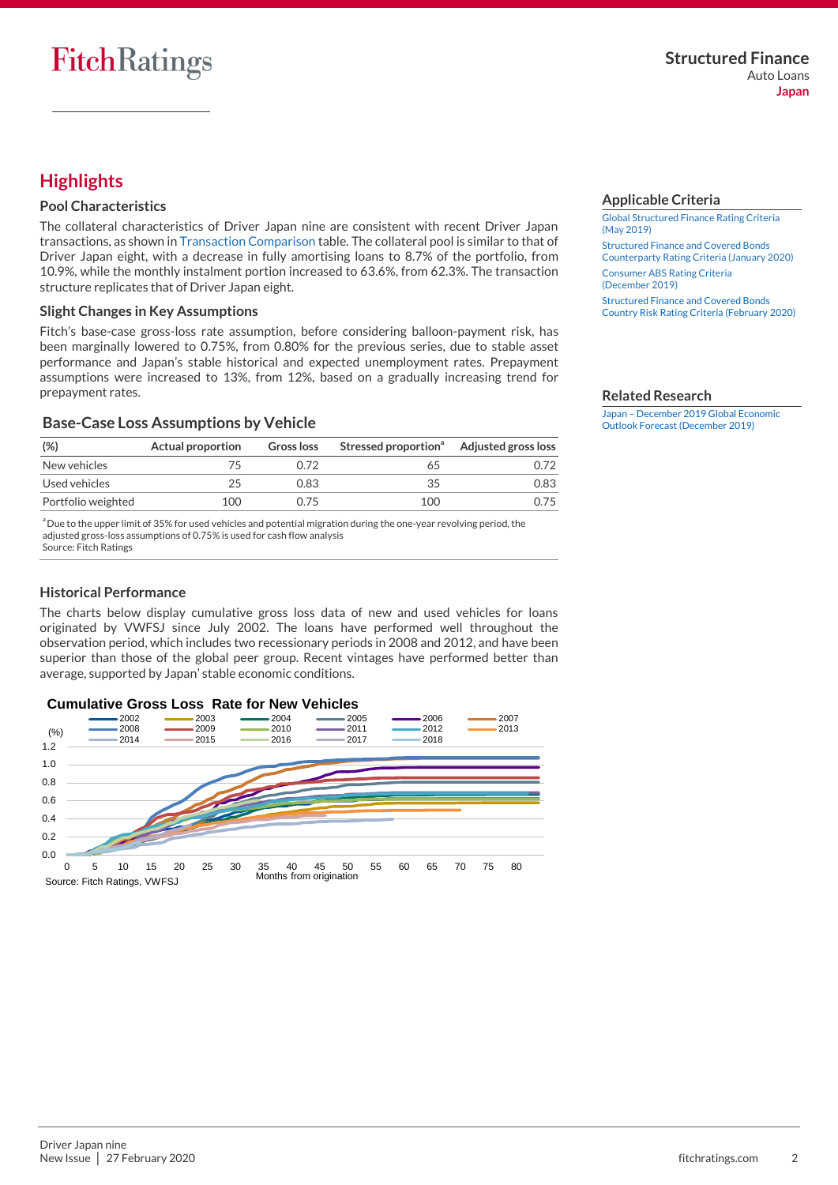## Highlights

### Pool Characteristics

The collateral characteristics of Driver Japan nine are consistent with recent Driver Japan transactions, as shown in Transaction Comparison table. The collateral pool is similar to that of Driver Japan eight, with a decrease in fully amortising loans to 8.7% of the portfolio, from 10.9%, while the monthly instalment portion increased to 63.6%, from 62.3%. The transaction structure replicates that of Driver Japan eight.

### Slight Changes in Key Assumptions

Fitch's base-case gross-loss rate assumption, before considering balloon-payment risk, has been marginally lowered to 0.75%, from 0.80% for the previous series, due to stable asset performance and Japan's stable historical and expected unemployment rates. Prepayment assumptions were increased to 13%, from 12%, based on a gradually increasing trend for prepayment rates.

### Base-Case Loss Assumptions by Vehicle

| (%) | Actual proportion | Gross loss | Stressed proportion[a] | Adjusted gross loss |
|---|---|---|---|---|
| New vehicles | 75 | 0.72 | 65 | 0.72 |
| Used vehicles | 25 | 0.83 | 35 | 0.83 |
| Portfolio weighted | 100 | 0.75 | 100 | 0.75 |

[a] Due to the upper limit of 35% for used vehicles and potential migration during the one-year revolving period, the adjusted gross-loss assumptions of 0.75% is used for cash flow analysis
Source: Fitch Ratings

### Historical Performance

The charts below display cumulative gross loss data of new and used vehicles for loans originated by VWFSJ since July 2002. The loans have performed well throughout the observation period, which includes two recessionary periods in 2008 and 2012, and have been superior than those of the global peer group. Recent vintages have performed better than average, supported by Japan' stable economic conditions.

**Cumulative Gross Loss Rate for New Vehicles**

Source: Fitch Ratings, VWFSJ

## Applicable Criteria

- Global Structured Finance Rating Criteria (May 2019)
- Structured Finance and Covered Bonds Counterparty Rating Criteria (January 2020)
- Consumer ABS Rating Criteria (December 2019)
- Structured Finance and Covered Bonds Country Risk Rating Criteria (February 2020)

## Related Research

- Japan – December 2019 Global Economic Outlook Forecast (December 2019)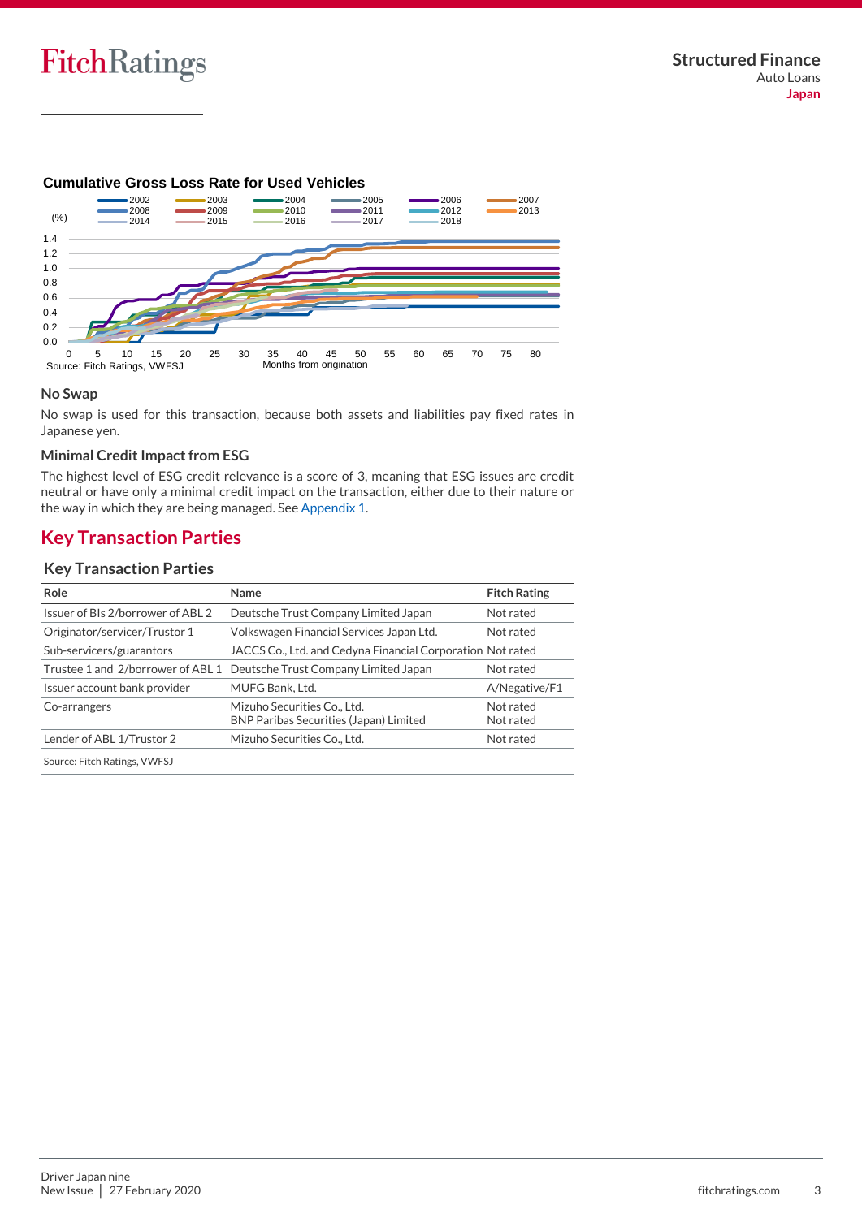**Cumulative Gross Loss Rate for Used Vehicles**

Source: Fitch Ratings, VWFSJ

### No Swap

No swap is used for this transaction, because both assets and liabilities pay fixed rates in Japanese yen.

### Minimal Credit Impact from ESG

The highest level of ESG credit relevance is a score of 3, meaning that ESG issues are credit neutral or have only a minimal credit impact on the transaction, either due to their nature or the way in which they are being managed. See Appendix 1.

## Key Transaction Parties

**Key Transaction Parties**

| Role | Name | Fitch Rating |
|---|---|---|
| Issuer of BIs 2/borrower of ABL 2 | Deutsche Trust Company Limited Japan | Not rated |
| Originator/servicer/Trustor 1 | Volkswagen Financial Services Japan Ltd. | Not rated |
| Sub-servicers/guarantors | JACCS Co., Ltd. and Cedyna Financial Corporation | Not rated |
| Trustee 1 and 2/borrower of ABL 1 | Deutsche Trust Company Limited Japan | Not rated |
| Issuer account bank provider | MUFG Bank, Ltd. | A/Negative/F1 |
| Co-arrangers | Mizuho Securities Co., Ltd.<br>BNP Paribas Securities (Japan) Limited | Not rated<br>Not rated |
| Lender of ABL 1/Trustor 2 | Mizuho Securities Co., Ltd. | Not rated |

Source: Fitch Ratings, VWFSJ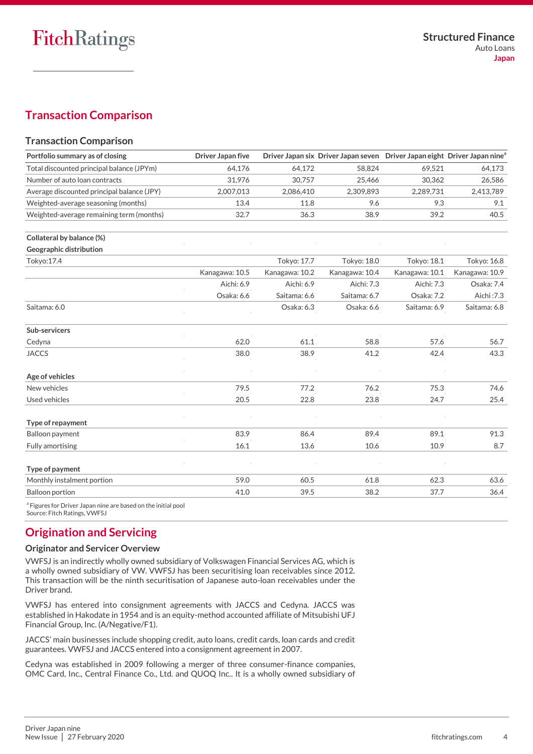## Transaction Comparison

### Transaction Comparison

| Portfolio summary as of closing | Driver Japan five | Driver Japan six | Driver Japan seven | Driver Japan eight | Driver Japan nine[a] |
|---|---|---|---|---|---|
| Total discounted principal balance (JPYm) | 64,176 | 64,172 | 58,824 | 69,521 | 64,173 |
| Number of auto loan contracts | 31,976 | 30,757 | 25,466 | 30,362 | 26,586 |
| Average discounted principal balance (JPY) | 2,007,013 | 2,086,410 | 2,309,893 | 2,289,731 | 2,413,789 |
| Weighted-average seasoning (months) | 13.4 | 11.8 | 9.6 | 9.3 | 9.1 |
| Weighted-average remaining term (months) | 32.7 | 36.3 | 38.9 | 39.2 | 40.5 |
| | | | | | |
| **Collateral by balance (%)** | | | | | |
| **Geographic distribution** | | | | | |
| Tokyo:17.4 | | Tokyo: 17.7 | Tokyo: 18.0 | Tokyo: 18.1 | Tokyo: 16.8 |
| | Kanagawa: 10.5 | Kanagawa: 10.2 | Kanagawa: 10.4 | Kanagawa: 10.1 | Kanagawa: 10.9 |
| | Aichi: 6.9 | Aichi: 6.9 | Aichi: 7.3 | Aichi: 7.3 | Osaka: 7.4 |
| | Osaka: 6.6 | Saitama: 6.6 | Saitama: 6.7 | Osaka: 7.2 | Aichi :7.3 |
| Saitama: 6.0 | | Osaka: 6.3 | Osaka: 6.6 | Saitama: 6.9 | Saitama: 6.8 |
| | | | | | |
| **Sub-servicers** | | | | | |
| Cedyna | 62.0 | 61.1 | 58.8 | 57.6 | 56.7 |
| JACCS | 38.0 | 38.9 | 41.2 | 42.4 | 43.3 |
| | | | | | |
| **Age of vehicles** | | | | | |
| New vehicles | 79.5 | 77.2 | 76.2 | 75.3 | 74.6 |
| Used vehicles | 20.5 | 22.8 | 23.8 | 24.7 | 25.4 |
| | | | | | |
| **Type of repayment** | | | | | |
| Balloon payment | 83.9 | 86.4 | 89.4 | 89.1 | 91.3 |
| Fully amortising | 16.1 | 13.6 | 10.6 | 10.9 | 8.7 |
| | | | | | |
| **Type of payment** | | | | | |
| Monthly instalment portion | 59.0 | 60.5 | 61.8 | 62.3 | 63.6 |
| Balloon portion | 41.0 | 39.5 | 38.2 | 37.7 | 36.4 |

[a] Figures for Driver Japan nine are based on the initial pool
Source: Fitch Ratings, VWFSJ

## Origination and Servicing

### Originator and Servicer Overview

VWFSJ is an indirectly wholly owned subsidiary of Volkswagen Financial Services AG, which is a wholly owned subsidiary of VW. VWFSJ has been securitising loan receivables since 2012. This transaction will be the ninth securitisation of Japanese auto-loan receivables under the Driver brand.

VWFSJ has entered into consignment agreements with JACCS and Cedyna. JACCS was established in Hakodate in 1954 and is an equity-method accounted affiliate of Mitsubishi UFJ Financial Group, Inc. (A/Negative/F1).

JACCS' main businesses include shopping credit, auto loans, credit cards, loan cards and credit guarantees. VWFSJ and JACCS entered into a consignment agreement in 2007.

Cedyna was established in 2009 following a merger of three consumer-finance companies, OMC Card, Inc., Central Finance Co., Ltd. and QUOQ Inc.. It is a wholly owned subsidiary of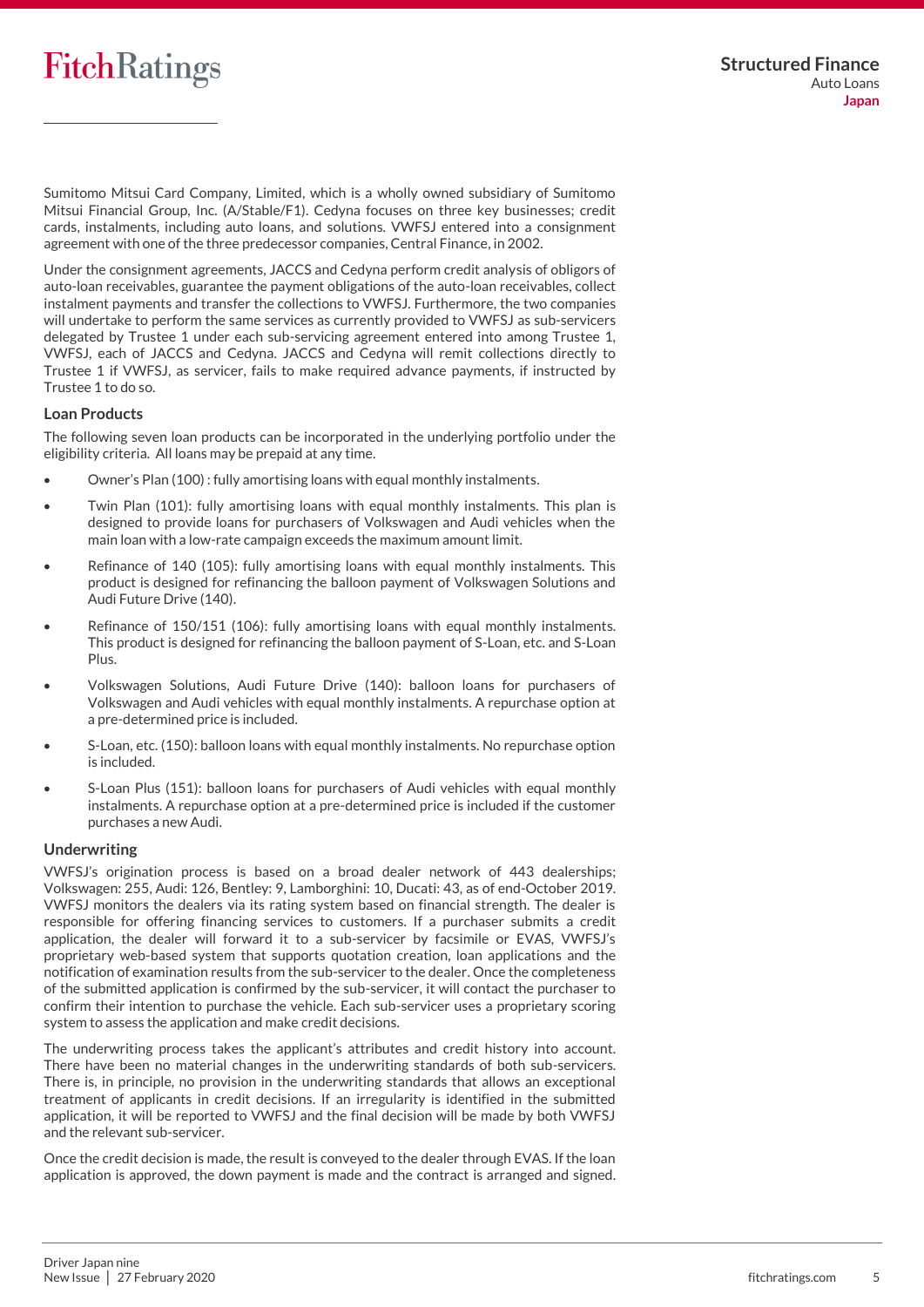Sumitomo Mitsui Card Company, Limited, which is a wholly owned subsidiary of Sumitomo Mitsui Financial Group, Inc. (A/Stable/F1). Cedyna focuses on three key businesses; credit cards, instalments, including auto loans, and solutions. VWFSJ entered into a consignment agreement with one of the three predecessor companies, Central Finance, in 2002.

Under the consignment agreements, JACCS and Cedyna perform credit analysis of obligors of auto-loan receivables, guarantee the payment obligations of the auto-loan receivables, collect instalment payments and transfer the collections to VWFSJ. Furthermore, the two companies will undertake to perform the same services as currently provided to VWFSJ as sub-servicers delegated by Trustee 1 under each sub-servicing agreement entered into among Trustee 1, VWFSJ, each of JACCS and Cedyna. JACCS and Cedyna will remit collections directly to Trustee 1 if VWFSJ, as servicer, fails to make required advance payments, if instructed by Trustee 1 to do so.

### Loan Products

The following seven loan products can be incorporated in the underlying portfolio under the eligibility criteria. All loans may be prepaid at any time.

- Owner's Plan (100) : fully amortising loans with equal monthly instalments.
- Twin Plan (101): fully amortising loans with equal monthly instalments. This plan is designed to provide loans for purchasers of Volkswagen and Audi vehicles when the main loan with a low-rate campaign exceeds the maximum amount limit.
- Refinance of 140 (105): fully amortising loans with equal monthly instalments. This product is designed for refinancing the balloon payment of Volkswagen Solutions and Audi Future Drive (140).
- Refinance of 150/151 (106): fully amortising loans with equal monthly instalments. This product is designed for refinancing the balloon payment of S-Loan, etc. and S-Loan Plus.
- Volkswagen Solutions, Audi Future Drive (140): balloon loans for purchasers of Volkswagen and Audi vehicles with equal monthly instalments. A repurchase option at a pre-determined price is included.
- S-Loan, etc. (150): balloon loans with equal monthly instalments. No repurchase option is included.
- S-Loan Plus (151): balloon loans for purchasers of Audi vehicles with equal monthly instalments. A repurchase option at a pre-determined price is included if the customer purchases a new Audi.

### Underwriting

VWFSJ's origination process is based on a broad dealer network of 443 dealerships; Volkswagen: 255, Audi: 126, Bentley: 9, Lamborghini: 10, Ducati: 43, as of end-October 2019. VWFSJ monitors the dealers via its rating system based on financial strength. The dealer is responsible for offering financing services to customers. If a purchaser submits a credit application, the dealer will forward it to a sub-servicer by facsimile or EVAS, VWFSJ's proprietary web-based system that supports quotation creation, loan applications and the notification of examination results from the sub-servicer to the dealer. Once the completeness of the submitted application is confirmed by the sub-servicer, it will contact the purchaser to confirm their intention to purchase the vehicle. Each sub-servicer uses a proprietary scoring system to assess the application and make credit decisions.

The underwriting process takes the applicant's attributes and credit history into account. There have been no material changes in the underwriting standards of both sub-servicers. There is, in principle, no provision in the underwriting standards that allows an exceptional treatment of applicants in credit decisions. If an irregularity is identified in the submitted application, it will be reported to VWFSJ and the final decision will be made by both VWFSJ and the relevant sub-servicer.

Once the credit decision is made, the result is conveyed to the dealer through EVAS. If the loan application is approved, the down payment is made and the contract is arranged and signed.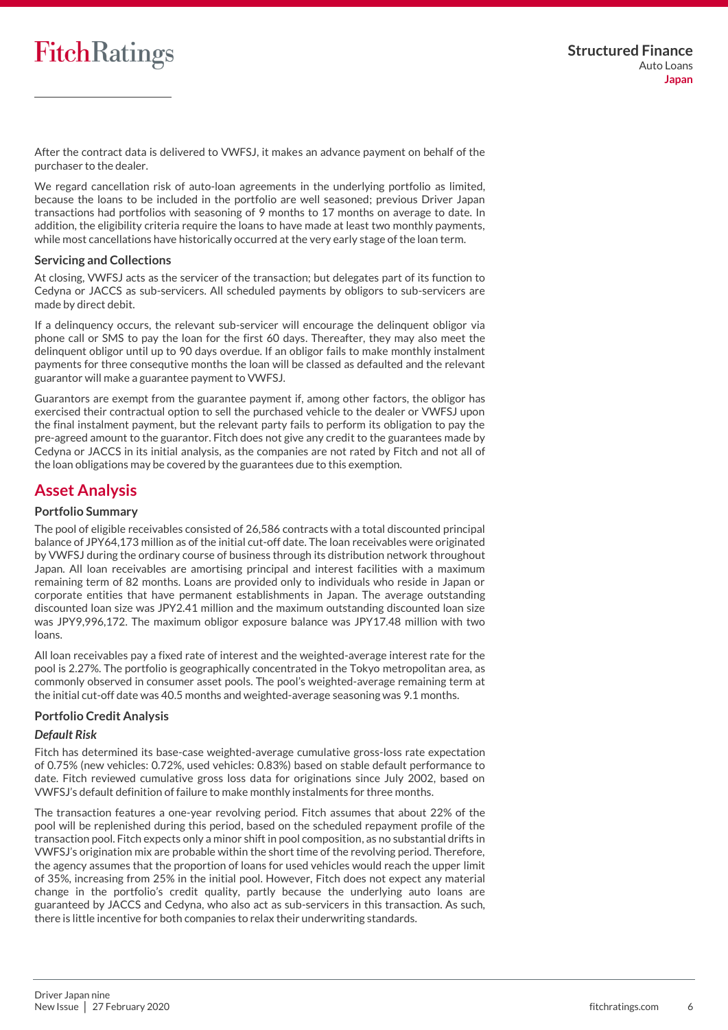After the contract data is delivered to VWFSJ, it makes an advance payment on behalf of the purchaser to the dealer.

We regard cancellation risk of auto-loan agreements in the underlying portfolio as limited, because the loans to be included in the portfolio are well seasoned; previous Driver Japan transactions had portfolios with seasoning of 9 months to 17 months on average to date. In addition, the eligibility criteria require the loans to have made at least two monthly payments, while most cancellations have historically occurred at the very early stage of the loan term.

### Servicing and Collections

At closing, VWFSJ acts as the servicer of the transaction; but delegates part of its function to Cedyna or JACCS as sub-servicers. All scheduled payments by obligors to sub-servicers are made by direct debit.

If a delinquency occurs, the relevant sub-servicer will encourage the delinquent obligor via phone call or SMS to pay the loan for the first 60 days. Thereafter, they may also meet the delinquent obligor until up to 90 days overdue. If an obligor fails to make monthly instalment payments for three consequtive months the loan will be classed as defaulted and the relevant guarantor will make a guarantee payment to VWFSJ.

Guarantors are exempt from the guarantee payment if, among other factors, the obligor has exercised their contractual option to sell the purchased vehicle to the dealer or VWFSJ upon the final instalment payment, but the relevant party fails to perform its obligation to pay the pre-agreed amount to the guarantor. Fitch does not give any credit to the guarantees made by Cedyna or JACCS in its initial analysis, as the companies are not rated by Fitch and not all of the loan obligations may be covered by the guarantees due to this exemption.

## Asset Analysis

### Portfolio Summary

The pool of eligible receivables consisted of 26,586 contracts with a total discounted principal balance of JPY64,173 million as of the initial cut-off date. The loan receivables were originated by VWFSJ during the ordinary course of business through its distribution network throughout Japan. All loan receivables are amortising principal and interest facilities with a maximum remaining term of 82 months. Loans are provided only to individuals who reside in Japan or corporate entities that have permanent establishments in Japan. The average outstanding discounted loan size was JPY2.41 million and the maximum outstanding discounted loan size was JPY9,996,172. The maximum obligor exposure balance was JPY17.48 million with two loans.

All loan receivables pay a fixed rate of interest and the weighted-average interest rate for the pool is 2.27%. The portfolio is geographically concentrated in the Tokyo metropolitan area, as commonly observed in consumer asset pools. The pool's weighted-average remaining term at the initial cut-off date was 40.5 months and weighted-average seasoning was 9.1 months.

### Portfolio Credit Analysis

#### *Default Risk*

Fitch has determined its base-case weighted-average cumulative gross-loss rate expectation of 0.75% (new vehicles: 0.72%, used vehicles: 0.83%) based on stable default performance to date. Fitch reviewed cumulative gross loss data for originations since July 2002, based on VWFSJ's default definition of failure to make monthly instalments for three months.

The transaction features a one-year revolving period. Fitch assumes that about 22% of the pool will be replenished during this period, based on the scheduled repayment profile of the transaction pool. Fitch expects only a minor shift in pool composition, as no substantial drifts in VWFSJ's origination mix are probable within the short time of the revolving period. Therefore, the agency assumes that the proportion of loans for used vehicles would reach the upper limit of 35%, increasing from 25% in the initial pool. However, Fitch does not expect any material change in the portfolio's credit quality, partly because the underlying auto loans are guaranteed by JACCS and Cedyna, who also act as sub-servicers in this transaction. As such, there is little incentive for both companies to relax their underwriting standards.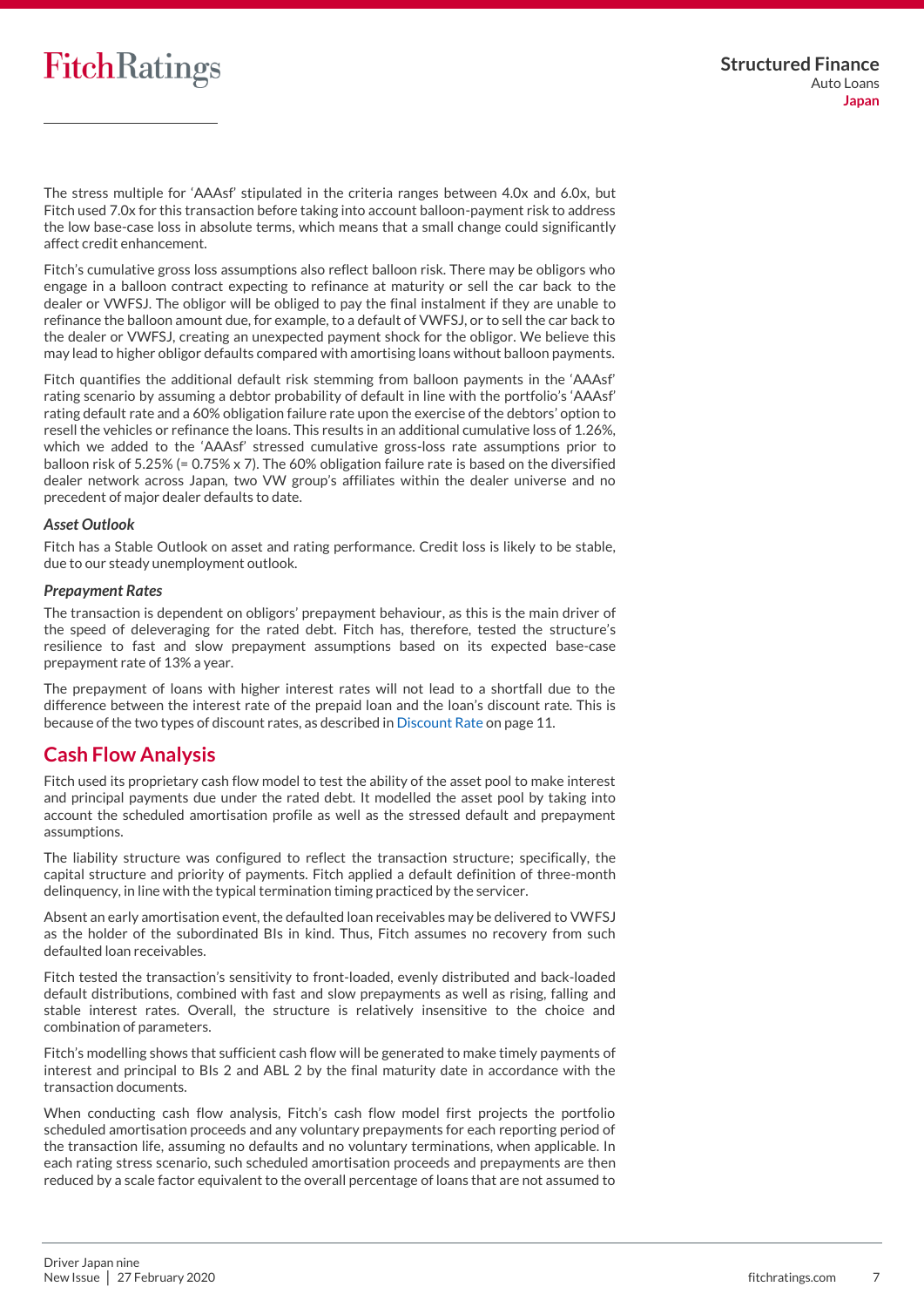The stress multiple for 'AAAsf' stipulated in the criteria ranges between 4.0x and 6.0x, but Fitch used 7.0x for this transaction before taking into account balloon-payment risk to address the low base-case loss in absolute terms, which means that a small change could significantly affect credit enhancement.

Fitch's cumulative gross loss assumptions also reflect balloon risk. There may be obligors who engage in a balloon contract expecting to refinance at maturity or sell the car back to the dealer or VWFSJ. The obligor will be obliged to pay the final instalment if they are unable to refinance the balloon amount due, for example, to a default of VWFSJ, or to sell the car back to the dealer or VWFSJ, creating an unexpected payment shock for the obligor. We believe this may lead to higher obligor defaults compared with amortising loans without balloon payments.

Fitch quantifies the additional default risk stemming from balloon payments in the 'AAAsf' rating scenario by assuming a debtor probability of default in line with the portfolio's 'AAAsf' rating default rate and a 60% obligation failure rate upon the exercise of the debtors' option to resell the vehicles or refinance the loans. This results in an additional cumulative loss of 1.26%, which we added to the 'AAAsf' stressed cumulative gross-loss rate assumptions prior to balloon risk of 5.25% (= 0.75% x 7). The 60% obligation failure rate is based on the diversified dealer network across Japan, two VW group's affiliates within the dealer universe and no precedent of major dealer defaults to date.

### *Asset Outlook*

Fitch has a Stable Outlook on asset and rating performance. Credit loss is likely to be stable, due to our steady unemployment outlook.

### *Prepayment Rates*

The transaction is dependent on obligors' prepayment behaviour, as this is the main driver of the speed of deleveraging for the rated debt. Fitch has, therefore, tested the structure's resilience to fast and slow prepayment assumptions based on its expected base-case prepayment rate of 13% a year.

The prepayment of loans with higher interest rates will not lead to a shortfall due to the difference between the interest rate of the prepaid loan and the loan's discount rate. This is because of the two types of discount rates, as described in Discount Rate on page 11.

## Cash Flow Analysis

Fitch used its proprietary cash flow model to test the ability of the asset pool to make interest and principal payments due under the rated debt. It modelled the asset pool by taking into account the scheduled amortisation profile as well as the stressed default and prepayment assumptions.

The liability structure was configured to reflect the transaction structure; specifically, the capital structure and priority of payments. Fitch applied a default definition of three-month delinquency, in line with the typical termination timing practiced by the servicer.

Absent an early amortisation event, the defaulted loan receivables may be delivered to VWFSJ as the holder of the subordinated BIs in kind. Thus, Fitch assumes no recovery from such defaulted loan receivables.

Fitch tested the transaction's sensitivity to front-loaded, evenly distributed and back-loaded default distributions, combined with fast and slow prepayments as well as rising, falling and stable interest rates. Overall, the structure is relatively insensitive to the choice and combination of parameters.

Fitch's modelling shows that sufficient cash flow will be generated to make timely payments of interest and principal to BIs 2 and ABL 2 by the final maturity date in accordance with the transaction documents.

When conducting cash flow analysis, Fitch's cash flow model first projects the portfolio scheduled amortisation proceeds and any voluntary prepayments for each reporting period of the transaction life, assuming no defaults and no voluntary terminations, when applicable. In each rating stress scenario, such scheduled amortisation proceeds and prepayments are then reduced by a scale factor equivalent to the overall percentage of loans that are not assumed to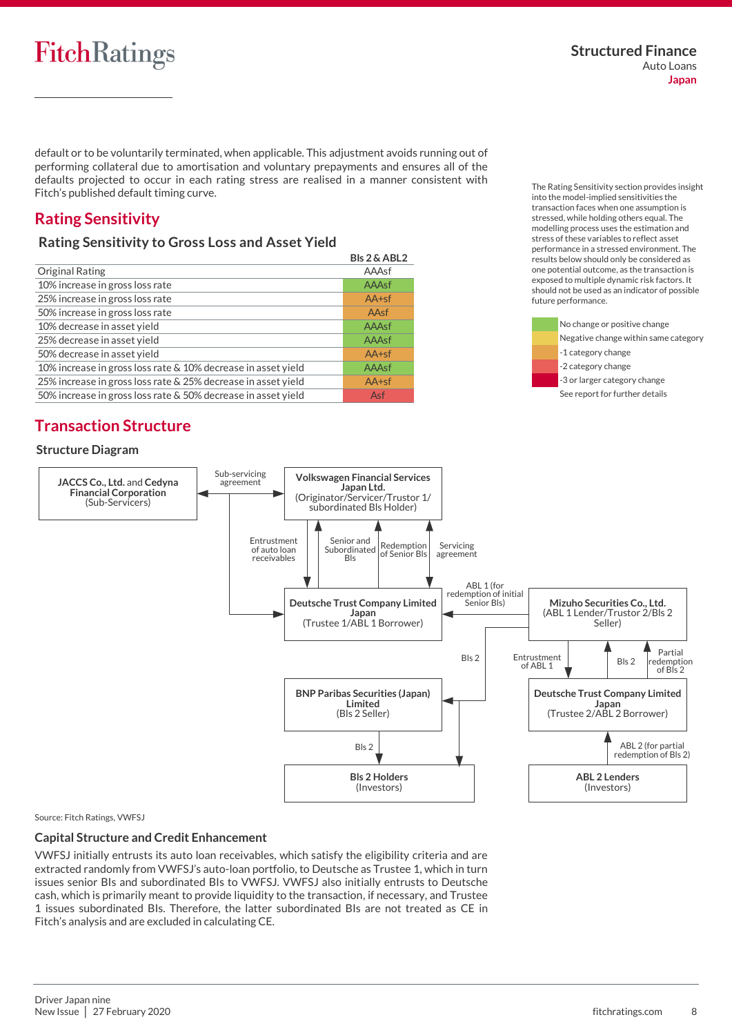default or to be voluntarily terminated, when applicable. This adjustment avoids running out of performing collateral due to amortisation and voluntary prepayments and ensures all of the defaults projected to occur in each rating stress are realised in a manner consistent with Fitch's published default timing curve.

## Rating Sensitivity

### Rating Sensitivity to Gross Loss and Asset Yield

| | BIs 2 & ABL2 |
|---|---|
| Original Rating | AAAsf |
| 10% increase in gross loss rate | AAAsf |
| 25% increase in gross loss rate | AA+sf |
| 50% increase in gross loss rate | AAsf |
| 10% decrease in asset yield | AAAsf |
| 25% decrease in asset yield | AAAsf |
| 50% decrease in asset yield | AA+sf |
| 10% increase in gross loss rate & 10% decrease in asset yield | AAAsf |
| 25% increase in gross loss rate & 25% decrease in asset yield | AA+sf |
| 50% increase in gross loss rate & 50% decrease in asset yield | Asf |

The Rating Sensitivity section provides insight into the model-implied sensitivities the transaction faces when one assumption is stressed, while holding others equal. The modelling process uses the estimation and stress of these variables to reflect asset performance in a stressed environment. The results below should only be considered as one potential outcome, as the transaction is exposed to multiple dynamic risk factors. It should not be used as an indicator of possible future performance.

- No change or positive change
- Negative change within same category
- -1 category change
- -2 category change
- -3 or larger category change

See report for further details

## Transaction Structure

### Structure Diagram

Parties and flows:

- **Volkswagen Financial Services Japan Ltd.** (Originator/Servicer/Trustor 1/subordinated BIs Holder)
- **JACCS Co., Ltd.** and **Cedyna Financial Corporation** (Sub-Servicers)
- **Deutsche Trust Company Limited Japan** (Trustee 1/ABL 1 Borrower)
- **Mizuho Securities Co., Ltd.** (ABL 1 Lender/Trustor 2/BIs 2 Seller)
- **BNP Paribas Securities (Japan) Limited** (BIs 2 Seller)
- **Deutsche Trust Company Limited Japan** (Trustee 2/ABL 2 Borrower)
- **BIs 2 Holders** (Investors)
- **ABL 2 Lenders** (Investors)

Flows:

- Sub-servicing agreement: Volkswagen Financial Services Japan Ltd. ↔ JACCS Co., Ltd. and Cedyna Financial Corporation
- Entrustment of auto loan receivables: Volkswagen Financial Services Japan Ltd. → Deutsche Trust Company Limited Japan (Trustee 1)
- Senior and Subordinated BIs: Deutsche Trust Company Limited Japan (Trustee 1) → Volkswagen Financial Services Japan Ltd.
- Redemption of Senior BIs: Deutsche Trust Company Limited Japan (Trustee 1) → Volkswagen Financial Services Japan Ltd.
- Servicing agreement: Deutsche Trust Company Limited Japan (Trustee 1) → Volkswagen Financial Services Japan Ltd.
- ABL 1 (for redemption of initial Senior BIs): Mizuho Securities Co., Ltd. → Deutsche Trust Company Limited Japan (Trustee 1)
- Entrustment of ABL 1: Mizuho Securities Co., Ltd. → Deutsche Trust Company Limited Japan (Trustee 2)
- BIs 2: Deutsche Trust Company Limited Japan (Trustee 2) → Mizuho Securities Co., Ltd.
- Partial redemption of BIs 2: Deutsche Trust Company Limited Japan (Trustee 2) → Mizuho Securities Co., Ltd.
- ABL 2 (for partial redemption of BIs 2): ABL 2 Lenders → Deutsche Trust Company Limited Japan (Trustee 2)
- BIs 2: Mizuho Securities Co., Ltd. → BNP Paribas Securities (Japan) Limited and BIs 2 Holders
- BIs 2: BNP Paribas Securities (Japan) Limited → BIs 2 Holders

Source: Fitch Ratings, VWFSJ

### Capital Structure and Credit Enhancement

VWFSJ initially entrusts its auto loan receivables, which satisfy the eligibility criteria and are extracted randomly from VWFSJ's auto-loan portfolio, to Deutsche as Trustee 1, which in turn issues senior BIs and subordinated BIs to VWFSJ. VWFSJ also initially entrusts to Deutsche cash, which is primarily meant to provide liquidity to the transaction, if necessary, and Trustee 1 issues subordinated BIs. Therefore, the latter subordinated BIs are not treated as CE in Fitch's analysis and are excluded in calculating CE.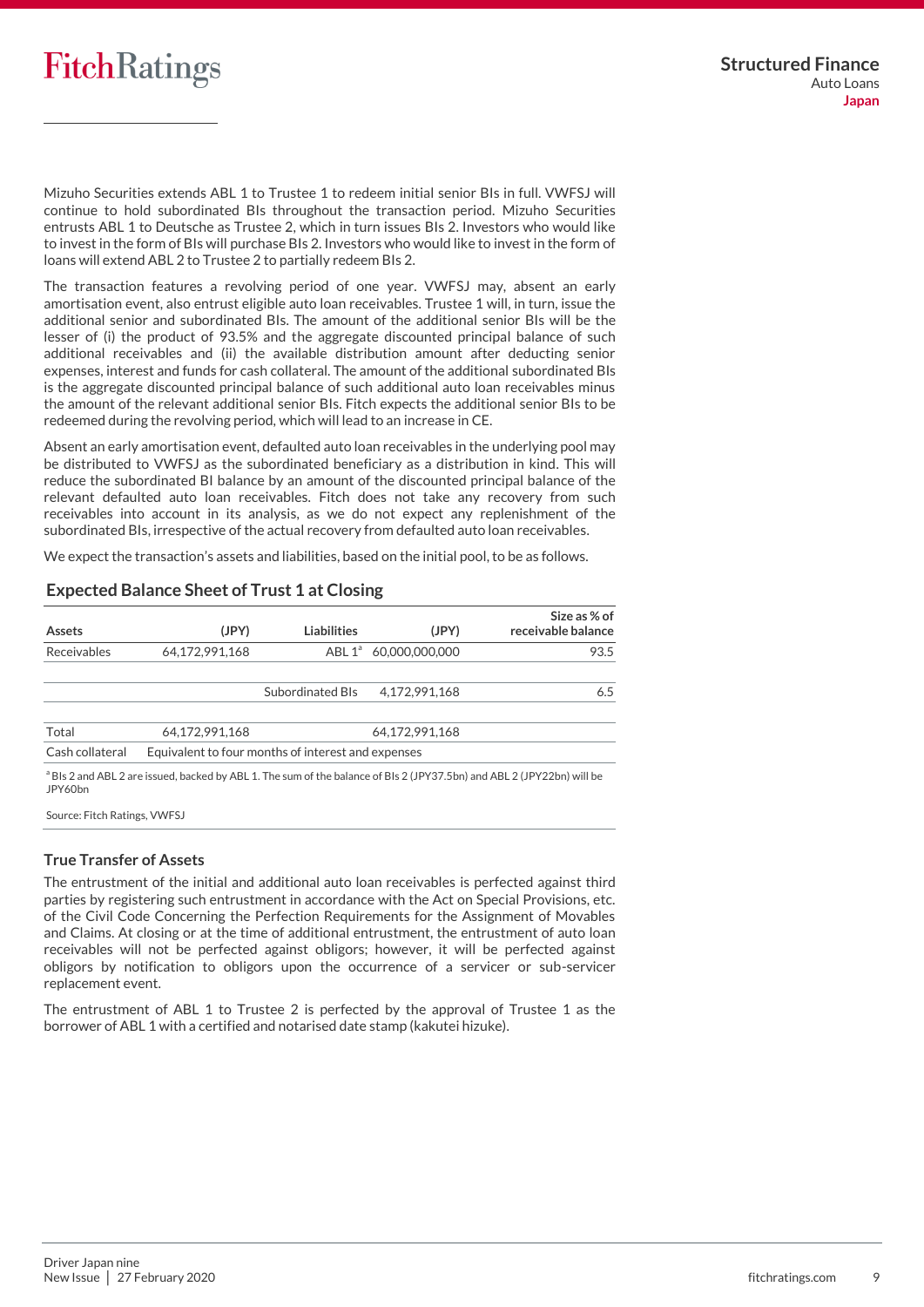Mizuho Securities extends ABL 1 to Trustee 1 to redeem initial senior BIs in full. VWFSJ will continue to hold subordinated BIs throughout the transaction period. Mizuho Securities entrusts ABL 1 to Deutsche as Trustee 2, which in turn issues BIs 2. Investors who would like to invest in the form of BIs will purchase BIs 2. Investors who would like to invest in the form of loans will extend ABL 2 to Trustee 2 to partially redeem BIs 2.

The transaction features a revolving period of one year. VWFSJ may, absent an early amortisation event, also entrust eligible auto loan receivables. Trustee 1 will, in turn, issue the additional senior and subordinated BIs. The amount of the additional senior BIs will be the lesser of (i) the product of 93.5% and the aggregate discounted principal balance of such additional receivables and (ii) the available distribution amount after deducting senior expenses, interest and funds for cash collateral. The amount of the additional subordinated BIs is the aggregate discounted principal balance of such additional auto loan receivables minus the amount of the relevant additional senior BIs. Fitch expects the additional senior BIs to be redeemed during the revolving period, which will lead to an increase in CE.

Absent an early amortisation event, defaulted auto loan receivables in the underlying pool may be distributed to VWFSJ as the subordinated beneficiary as a distribution in kind. This will reduce the subordinated BI balance by an amount of the discounted principal balance of the relevant defaulted auto loan receivables. Fitch does not take any recovery from such receivables into account in its analysis, as we do not expect any replenishment of the subordinated BIs, irrespective of the actual recovery from defaulted auto loan receivables.

We expect the transaction's assets and liabilities, based on the initial pool, to be as follows.

### Expected Balance Sheet of Trust 1 at Closing

| Assets | (JPY) | Liabilities | (JPY) | Size as % of receivable balance |
|---|---|---|---|---|
| Receivables | 64,172,991,168 | ABL 1[a] | 60,000,000,000 | 93.5 |
| | | Subordinated BIs | 4,172,991,168 | 6.5 |
| Total | 64,172,991,168 | | 64,172,991,168 | |
| Cash collateral | Equivalent to four months of interest and expenses | | | |

[a] BIs 2 and ABL 2 are issued, backed by ABL 1. The sum of the balance of BIs 2 (JPY37.5bn) and ABL 2 (JPY22bn) will be JPY60bn

Source: Fitch Ratings, VWFSJ

### True Transfer of Assets

The entrustment of the initial and additional auto loan receivables is perfected against third parties by registering such entrustment in accordance with the Act on Special Provisions, etc. of the Civil Code Concerning the Perfection Requirements for the Assignment of Movables and Claims. At closing or at the time of additional entrustment, the entrustment of auto loan receivables will not be perfected against obligors; however, it will be perfected against obligors by notification to obligors upon the occurrence of a servicer or sub-servicer replacement event.

The entrustment of ABL 1 to Trustee 2 is perfected by the approval of Trustee 1 as the borrower of ABL 1 with a certified and notarised date stamp (kakutei hizuke).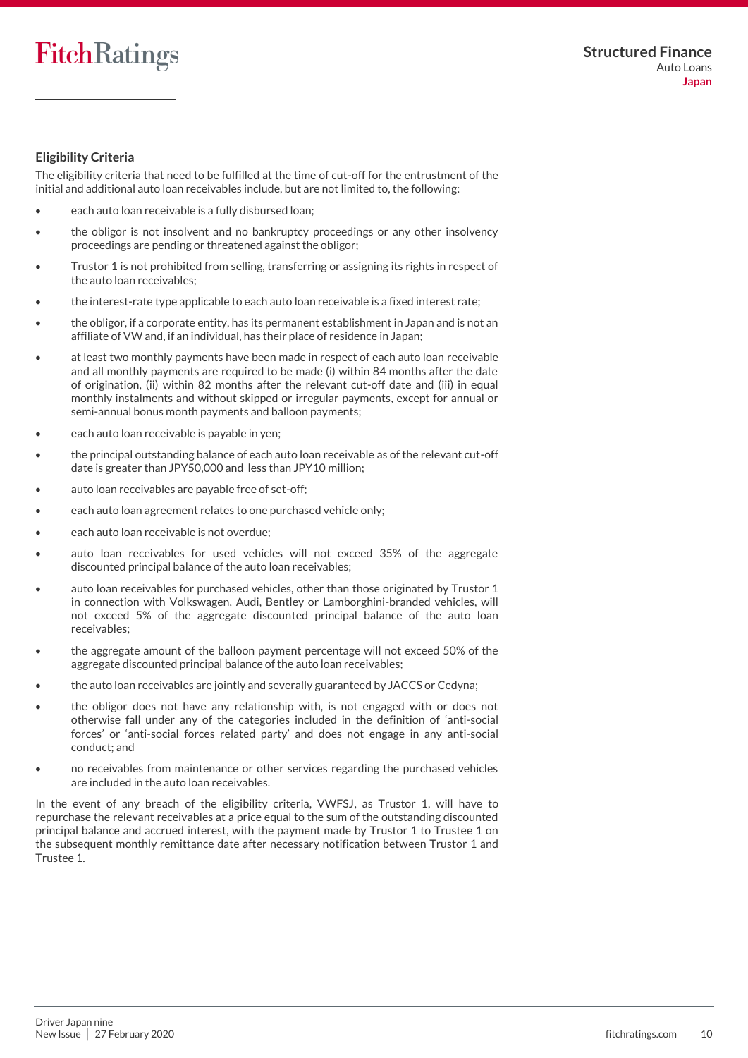## Eligibility Criteria

The eligibility criteria that need to be fulfilled at the time of cut-off for the entrustment of the initial and additional auto loan receivables include, but are not limited to, the following:

- each auto loan receivable is a fully disbursed loan;
- the obligor is not insolvent and no bankruptcy proceedings or any other insolvency proceedings are pending or threatened against the obligor;
- Trustor 1 is not prohibited from selling, transferring or assigning its rights in respect of the auto loan receivables;
- the interest-rate type applicable to each auto loan receivable is a fixed interest rate;
- the obligor, if a corporate entity, has its permanent establishment in Japan and is not an affiliate of VW and, if an individual, has their place of residence in Japan;
- at least two monthly payments have been made in respect of each auto loan receivable and all monthly payments are required to be made (i) within 84 months after the date of origination, (ii) within 82 months after the relevant cut-off date and (iii) in equal monthly instalments and without skipped or irregular payments, except for annual or semi-annual bonus month payments and balloon payments;
- each auto loan receivable is payable in yen;
- the principal outstanding balance of each auto loan receivable as of the relevant cut-off date is greater than JPY50,000 and less than JPY10 million;
- auto loan receivables are payable free of set-off;
- each auto loan agreement relates to one purchased vehicle only;
- each auto loan receivable is not overdue;
- auto loan receivables for used vehicles will not exceed 35% of the aggregate discounted principal balance of the auto loan receivables;
- auto loan receivables for purchased vehicles, other than those originated by Trustor 1 in connection with Volkswagen, Audi, Bentley or Lamborghini-branded vehicles, will not exceed 5% of the aggregate discounted principal balance of the auto loan receivables;
- the aggregate amount of the balloon payment percentage will not exceed 50% of the aggregate discounted principal balance of the auto loan receivables;
- the auto loan receivables are jointly and severally guaranteed by JACCS or Cedyna;
- the obligor does not have any relationship with, is not engaged with or does not otherwise fall under any of the categories included in the definition of 'anti-social forces' or 'anti-social forces related party' and does not engage in any anti-social conduct; and
- no receivables from maintenance or other services regarding the purchased vehicles are included in the auto loan receivables.

In the event of any breach of the eligibility criteria, VWFSJ, as Trustor 1, will have to repurchase the relevant receivables at a price equal to the sum of the outstanding discounted principal balance and accrued interest, with the payment made by Trustor 1 to Trustee 1 on the subsequent monthly remittance date after necessary notification between Trustor 1 and Trustee 1.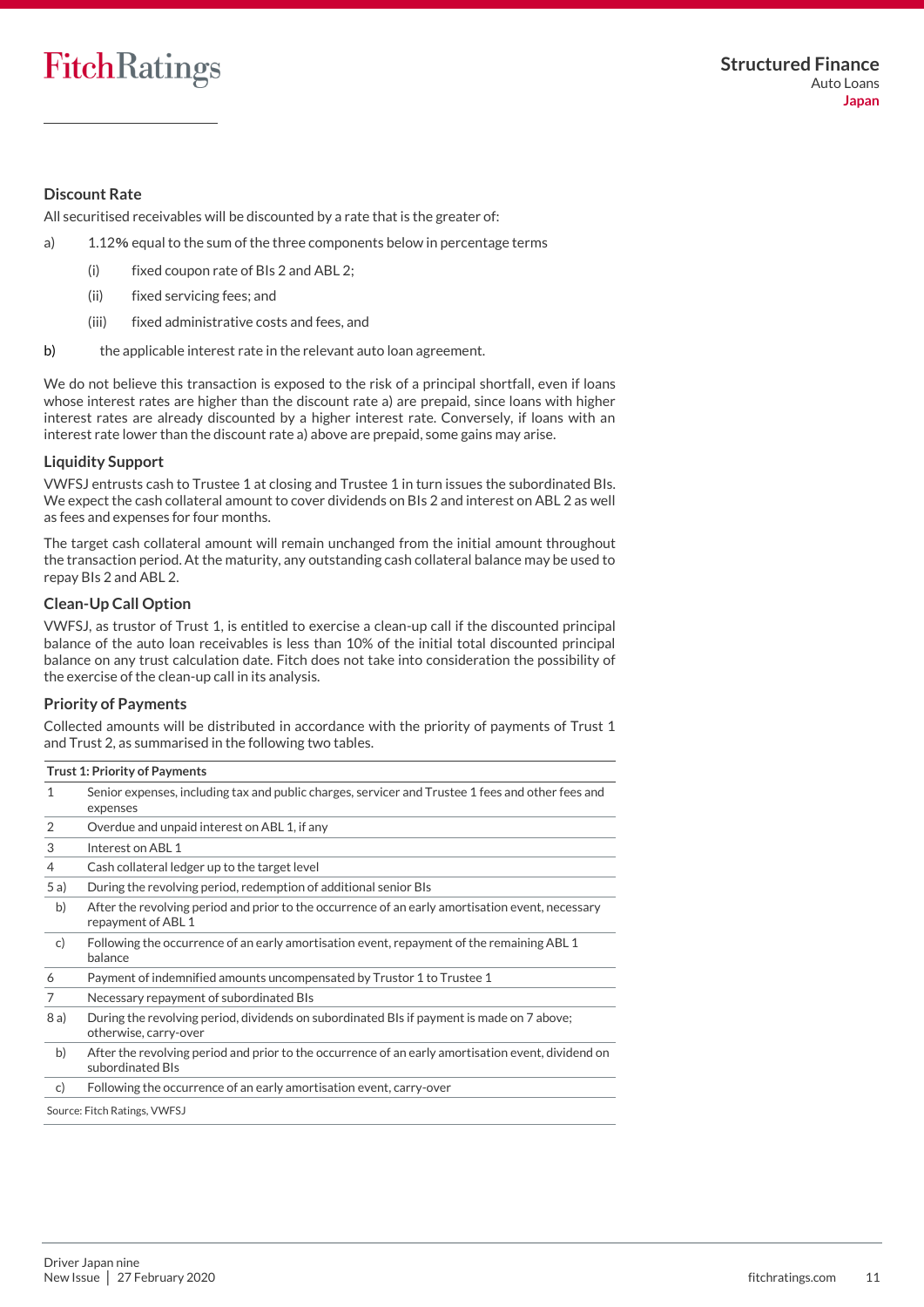### Discount Rate

All securitised receivables will be discounted by a rate that is the greater of:

a) 1.12% equal to the sum of the three components below in percentage terms

   (i) fixed coupon rate of BIs 2 and ABL 2;

   (ii) fixed servicing fees; and

   (iii) fixed administrative costs and fees, and

b) the applicable interest rate in the relevant auto loan agreement.

We do not believe this transaction is exposed to the risk of a principal shortfall, even if loans whose interest rates are higher than the discount rate a) are prepaid, since loans with higher interest rates are already discounted by a higher interest rate. Conversely, if loans with an interest rate lower than the discount rate a) above are prepaid, some gains may arise.

### Liquidity Support

VWFSJ entrusts cash to Trustee 1 at closing and Trustee 1 in turn issues the subordinated BIs. We expect the cash collateral amount to cover dividends on BIs 2 and interest on ABL 2 as well as fees and expenses for four months.

The target cash collateral amount will remain unchanged from the initial amount throughout the transaction period. At the maturity, any outstanding cash collateral balance may be used to repay BIs 2 and ABL 2.

### Clean-Up Call Option

VWFSJ, as trustor of Trust 1, is entitled to exercise a clean-up call if the discounted principal balance of the auto loan receivables is less than 10% of the initial total discounted principal balance on any trust calculation date. Fitch does not take into consideration the possibility of the exercise of the clean-up call in its analysis.

### Priority of Payments

Collected amounts will be distributed in accordance with the priority of payments of Trust 1 and Trust 2, as summarised in the following two tables.

| Trust 1: Priority of Payments | |
|---|---|
| 1 | Senior expenses, including tax and public charges, servicer and Trustee 1 fees and other fees and expenses |
| 2 | Overdue and unpaid interest on ABL 1, if any |
| 3 | Interest on ABL 1 |
| 4 | Cash collateral ledger up to the target level |
| 5 a) | During the revolving period, redemption of additional senior BIs |
| b) | After the revolving period and prior to the occurrence of an early amortisation event, necessary repayment of ABL 1 |
| c) | Following the occurrence of an early amortisation event, repayment of the remaining ABL 1 balance |
| 6 | Payment of indemnified amounts uncompensated by Trustor 1 to Trustee 1 |
| 7 | Necessary repayment of subordinated BIs |
| 8 a) | During the revolving period, dividends on subordinated BIs if payment is made on 7 above; otherwise, carry-over |
| b) | After the revolving period and prior to the occurrence of an early amortisation event, dividend on subordinated BIs |
| c) | Following the occurrence of an early amortisation event, carry-over |

Source: Fitch Ratings, VWFSJ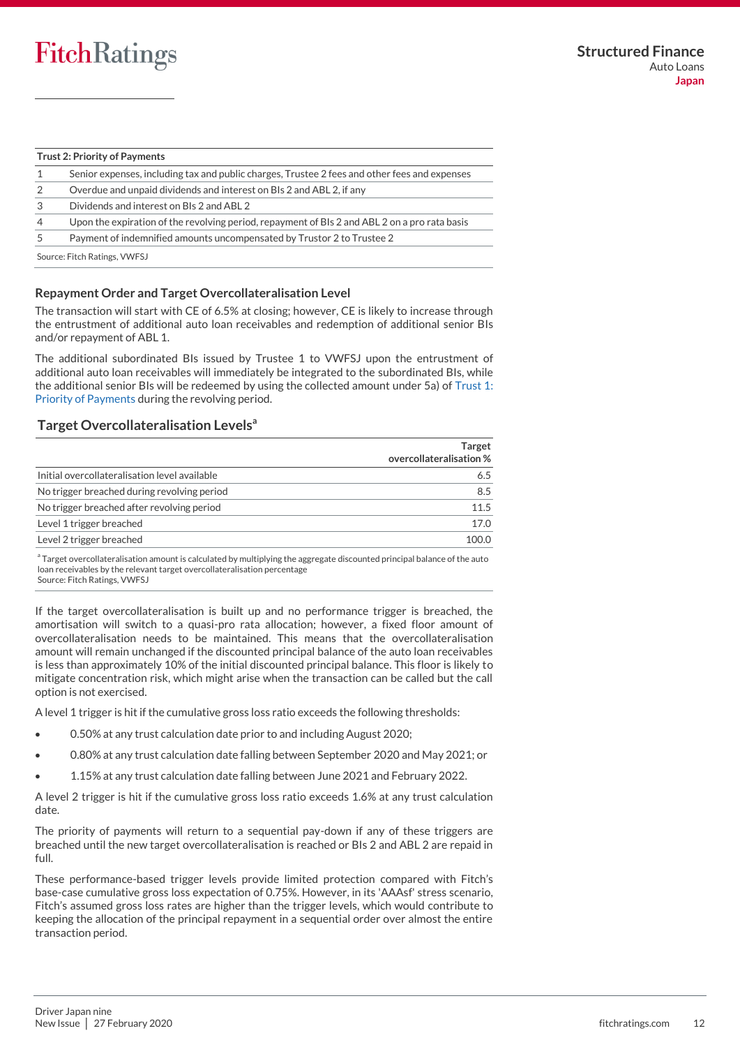| Trust 2: Priority of Payments | |
|---|---|
| 1 | Senior expenses, including tax and public charges, Trustee 2 fees and other fees and expenses |
| 2 | Overdue and unpaid dividends and interest on BIs 2 and ABL 2, if any |
| 3 | Dividends and interest on BIs 2 and ABL 2 |
| 4 | Upon the expiration of the revolving period, repayment of BIs 2 and ABL 2 on a pro rata basis |
| 5 | Payment of indemnified amounts uncompensated by Trustor 2 to Trustee 2 |

Source: Fitch Ratings, VWFSJ

### Repayment Order and Target Overcollateralisation Level

The transaction will start with CE of 6.5% at closing; however, CE is likely to increase through the entrustment of additional auto loan receivables and redemption of additional senior BIs and/or repayment of ABL 1.

The additional subordinated BIs issued by Trustee 1 to VWFSJ upon the entrustment of additional auto loan receivables will immediately be integrated to the subordinated BIs, while the additional senior BIs will be redeemed by using the collected amount under 5a) of Trust 1: Priority of Payments during the revolving period.

### Target Overcollateralisation Levels[a]

| | Target overcollateralisation % |
|---|---|
| Initial overcollateralisation level available | 6.5 |
| No trigger breached during revolving period | 8.5 |
| No trigger breached after revolving period | 11.5 |
| Level 1 trigger breached | 17.0 |
| Level 2 trigger breached | 100.0 |

[a] Target overcollateralisation amount is calculated by multiplying the aggregate discounted principal balance of the auto loan receivables by the relevant target overcollateralisation percentage
Source: Fitch Ratings, VWFSJ

If the target overcollateralisation is built up and no performance trigger is breached, the amortisation will switch to a quasi-pro rata allocation; however, a fixed floor amount of overcollateralisation needs to be maintained. This means that the overcollateralisation amount will remain unchanged if the discounted principal balance of the auto loan receivables is less than approximately 10% of the initial discounted principal balance. This floor is likely to mitigate concentration risk, which might arise when the transaction can be called but the call option is not exercised.

A level 1 trigger is hit if the cumulative gross loss ratio exceeds the following thresholds:

- 0.50% at any trust calculation date prior to and including August 2020;
- 0.80% at any trust calculation date falling between September 2020 and May 2021; or
- 1.15% at any trust calculation date falling between June 2021 and February 2022.

A level 2 trigger is hit if the cumulative gross loss ratio exceeds 1.6% at any trust calculation date.

The priority of payments will return to a sequential pay-down if any of these triggers are breached until the new target overcollateralisation is reached or BIs 2 and ABL 2 are repaid in full.

These performance-based trigger levels provide limited protection compared with Fitch's base-case cumulative gross loss expectation of 0.75%. However, in its 'AAAsf' stress scenario, Fitch's assumed gross loss rates are higher than the trigger levels, which would contribute to keeping the allocation of the principal repayment in a sequential order over almost the entire transaction period.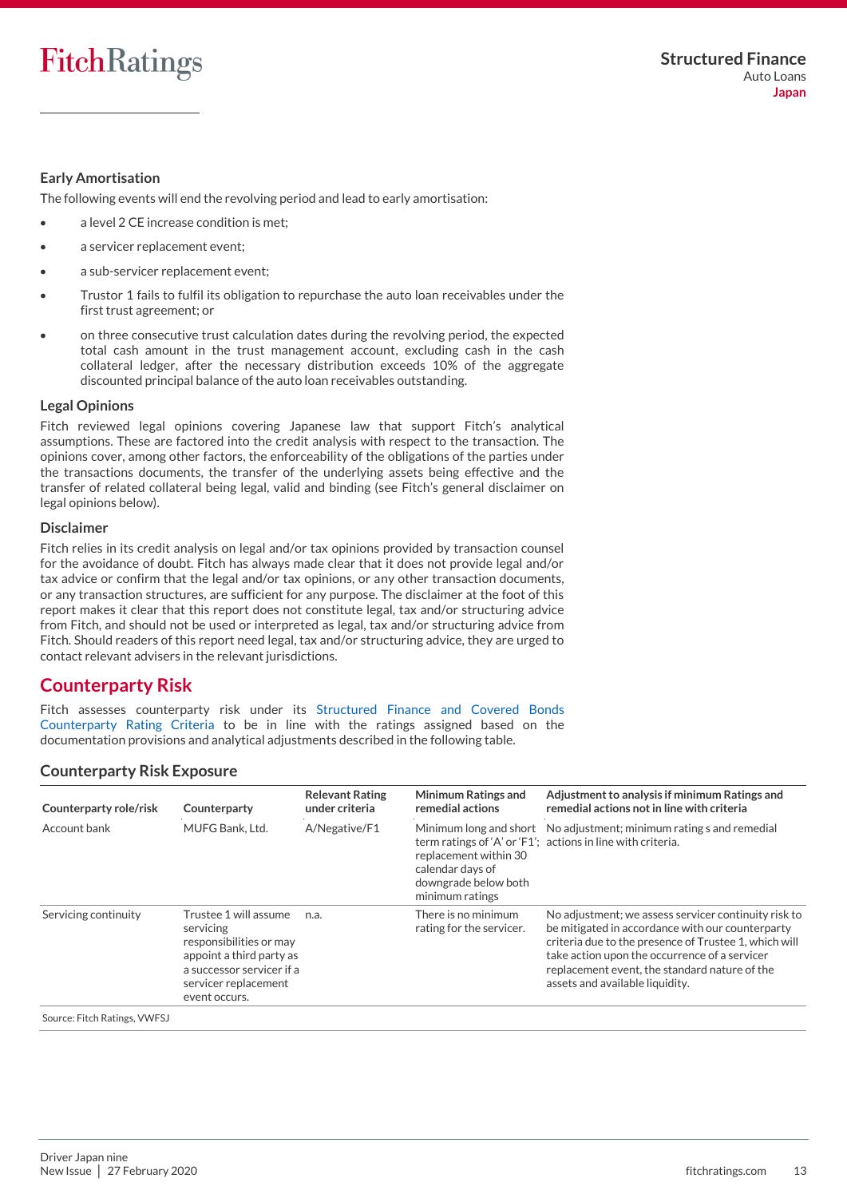### Early Amortisation

The following events will end the revolving period and lead to early amortisation:

- a level 2 CE increase condition is met;
- a servicer replacement event;
- a sub-servicer replacement event;
- Trustor 1 fails to fulfil its obligation to repurchase the auto loan receivables under the first trust agreement; or
- on three consecutive trust calculation dates during the revolving period, the expected total cash amount in the trust management account, excluding cash in the cash collateral ledger, after the necessary distribution exceeds 10% of the aggregate discounted principal balance of the auto loan receivables outstanding.

### Legal Opinions

Fitch reviewed legal opinions covering Japanese law that support Fitch's analytical assumptions. These are factored into the credit analysis with respect to the transaction. The opinions cover, among other factors, the enforceability of the obligations of the parties under the transactions documents, the transfer of the underlying assets being effective and the transfer of related collateral being legal, valid and binding (see Fitch's general disclaimer on legal opinions below).

### Disclaimer

Fitch relies in its credit analysis on legal and/or tax opinions provided by transaction counsel for the avoidance of doubt. Fitch has always made clear that it does not provide legal and/or tax advice or confirm that the legal and/or tax opinions, or any other transaction documents, or any transaction structures, are sufficient for any purpose. The disclaimer at the foot of this report makes it clear that this report does not constitute legal, tax and/or structuring advice from Fitch, and should not be used or interpreted as legal, tax and/or structuring advice from Fitch. Should readers of this report need legal, tax and/or structuring advice, they are urged to contact relevant advisers in the relevant jurisdictions.

## Counterparty Risk

Fitch assesses counterparty risk under its Structured Finance and Covered Bonds Counterparty Rating Criteria to be in line with the ratings assigned based on the documentation provisions and analytical adjustments described in the following table.

### Counterparty Risk Exposure

| Counterparty role/risk | Counterparty | Relevant Rating under criteria | Minimum Ratings and remedial actions | Adjustment to analysis if minimum Ratings and remedial actions not in line with criteria |
|---|---|---|---|---|
| Account bank | MUFG Bank, Ltd. | A/Negative/F1 | Minimum long and short term ratings of 'A' or 'F1'; replacement within 30 calendar days of downgrade below both minimum ratings | No adjustment; minimum rating s and remedial actions in line with criteria. |
| Servicing continuity | Trustee 1 will assume servicing responsibilities or may appoint a third party as a successor servicer if a servicer replacement event occurs. | n.a. | There is no minimum rating for the servicer. | No adjustment; we assess servicer continuity risk to be mitigated in accordance with our counterparty criteria due to the presence of Trustee 1, which will take action upon the occurrence of a servicer replacement event, the standard nature of the assets and available liquidity. |

Source: Fitch Ratings, VWFSJ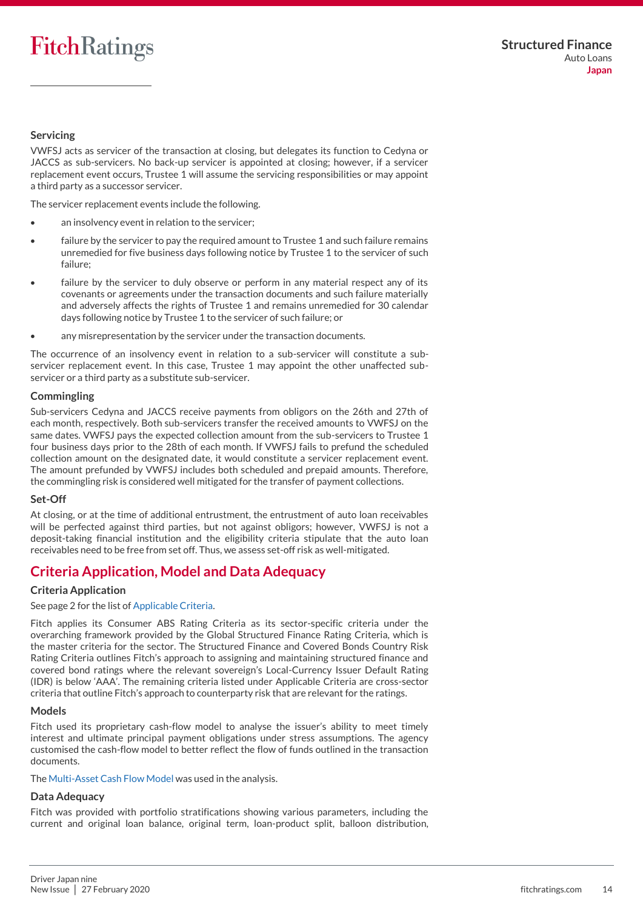### Servicing

VWFSJ acts as servicer of the transaction at closing, but delegates its function to Cedyna or JACCS as sub-servicers. No back-up servicer is appointed at closing; however, if a servicer replacement event occurs, Trustee 1 will assume the servicing responsibilities or may appoint a third party as a successor servicer.

The servicer replacement events include the following.

- an insolvency event in relation to the servicer;
- failure by the servicer to pay the required amount to Trustee 1 and such failure remains unremedied for five business days following notice by Trustee 1 to the servicer of such failure;
- failure by the servicer to duly observe or perform in any material respect any of its covenants or agreements under the transaction documents and such failure materially and adversely affects the rights of Trustee 1 and remains unremedied for 30 calendar days following notice by Trustee 1 to the servicer of such failure; or
- any misrepresentation by the servicer under the transaction documents.

The occurrence of an insolvency event in relation to a sub-servicer will constitute a sub-servicer replacement event. In this case, Trustee 1 may appoint the other unaffected sub-servicer or a third party as a substitute sub-servicer.

### Commingling

Sub-servicers Cedyna and JACCS receive payments from obligors on the 26th and 27th of each month, respectively. Both sub-servicers transfer the received amounts to VWFSJ on the same dates. VWFSJ pays the expected collection amount from the sub-servicers to Trustee 1 four business days prior to the 28th of each month. If VWFSJ fails to prefund the scheduled collection amount on the designated date, it would constitute a servicer replacement event. The amount prefunded by VWFSJ includes both scheduled and prepaid amounts. Therefore, the commingling risk is considered well mitigated for the transfer of payment collections.

### Set-Off

At closing, or at the time of additional entrustment, the entrustment of auto loan receivables will be perfected against third parties, but not against obligors; however, VWFSJ is not a deposit-taking financial institution and the eligibility criteria stipulate that the auto loan receivables need to be free from set off. Thus, we assess set-off risk as well-mitigated.

## Criteria Application, Model and Data Adequacy

### Criteria Application

See page 2 for the list of Applicable Criteria.

Fitch applies its Consumer ABS Rating Criteria as its sector-specific criteria under the overarching framework provided by the Global Structured Finance Rating Criteria, which is the master criteria for the sector. The Structured Finance and Covered Bonds Country Risk Rating Criteria outlines Fitch's approach to assigning and maintaining structured finance and covered bond ratings where the relevant sovereign's Local-Currency Issuer Default Rating (IDR) is below 'AAA'. The remaining criteria listed under Applicable Criteria are cross-sector criteria that outline Fitch's approach to counterparty risk that are relevant for the ratings.

### Models

Fitch used its proprietary cash-flow model to analyse the issuer's ability to meet timely interest and ultimate principal payment obligations under stress assumptions. The agency customised the cash-flow model to better reflect the flow of funds outlined in the transaction documents.

The Multi-Asset Cash Flow Model was used in the analysis.

### Data Adequacy

Fitch was provided with portfolio stratifications showing various parameters, including the current and original loan balance, original term, loan-product split, balloon distribution,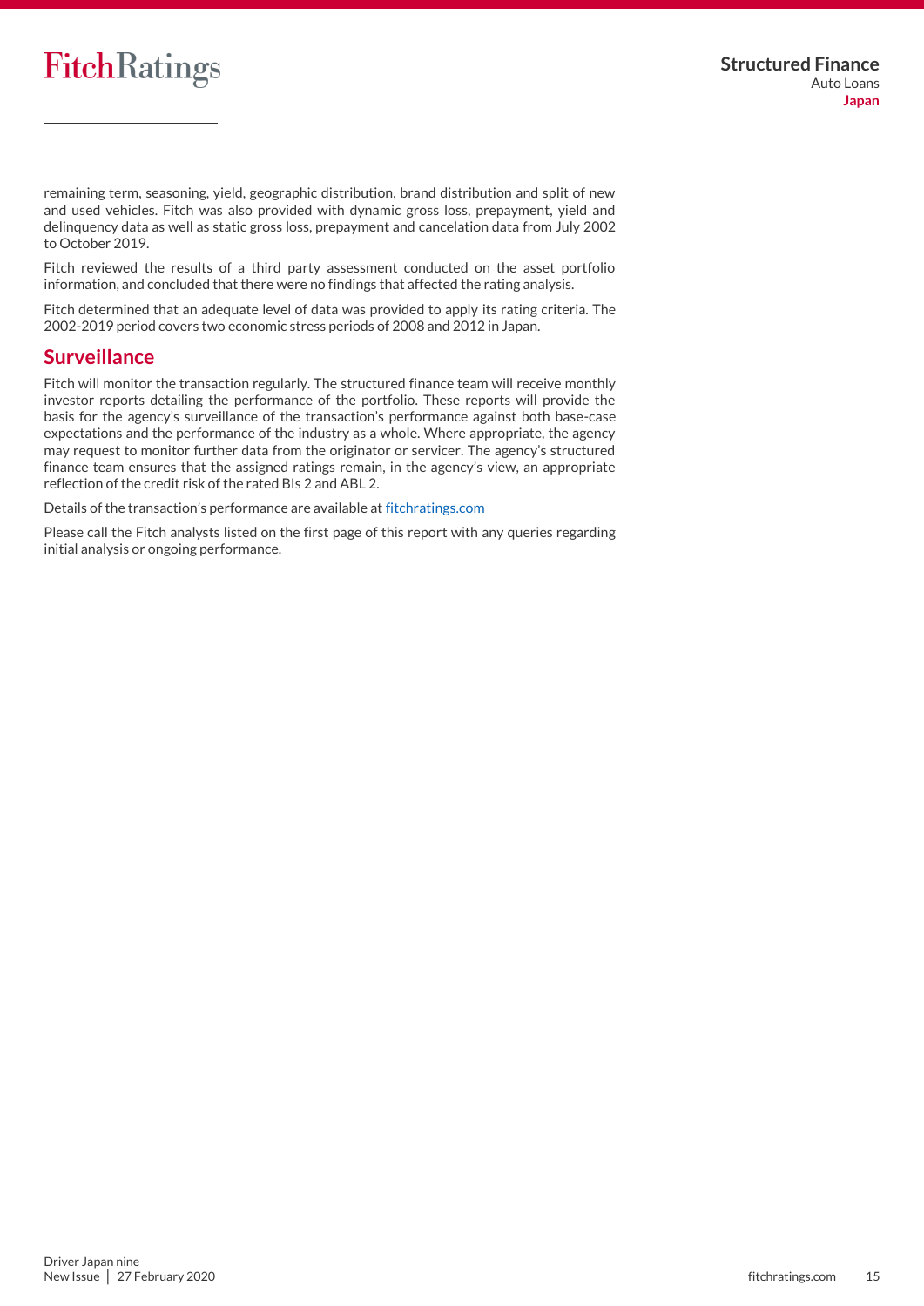remaining term, seasoning, yield, geographic distribution, brand distribution and split of new and used vehicles. Fitch was also provided with dynamic gross loss, prepayment, yield and delinquency data as well as static gross loss, prepayment and cancelation data from July 2002 to October 2019.

Fitch reviewed the results of a third party assessment conducted on the asset portfolio information, and concluded that there were no findings that affected the rating analysis.

Fitch determined that an adequate level of data was provided to apply its rating criteria. The 2002-2019 period covers two economic stress periods of 2008 and 2012 in Japan.

## Surveillance

Fitch will monitor the transaction regularly. The structured finance team will receive monthly investor reports detailing the performance of the portfolio. These reports will provide the basis for the agency's surveillance of the transaction's performance against both base-case expectations and the performance of the industry as a whole. Where appropriate, the agency may request to monitor further data from the originator or servicer. The agency's structured finance team ensures that the assigned ratings remain, in the agency's view, an appropriate reflection of the credit risk of the rated BIs 2 and ABL 2.

Details of the transaction's performance are available at fitchratings.com

Please call the Fitch analysts listed on the first page of this report with any queries regarding initial analysis or ongoing performance.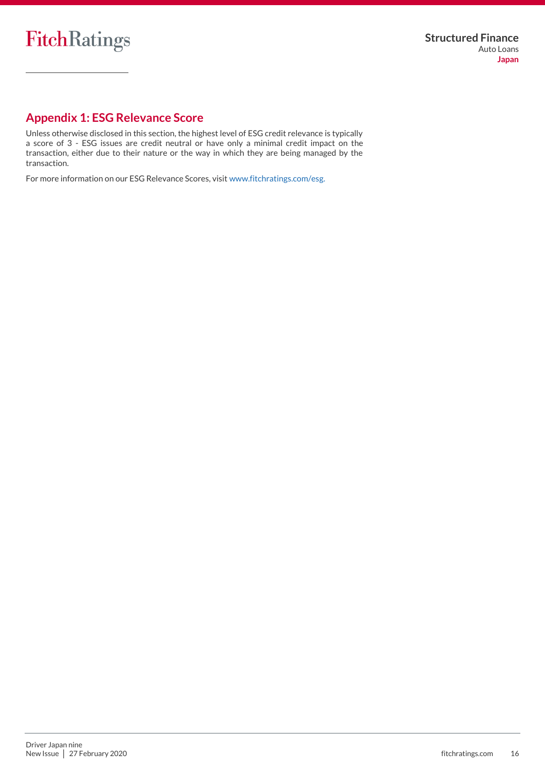## Appendix 1: ESG Relevance Score

Unless otherwise disclosed in this section, the highest level of ESG credit relevance is typically a score of 3 - ESG issues are credit neutral or have only a minimal credit impact on the transaction, either due to their nature or the way in which they are being managed by the transaction.

For more information on our ESG Relevance Scores, visit www.fitchratings.com/esg.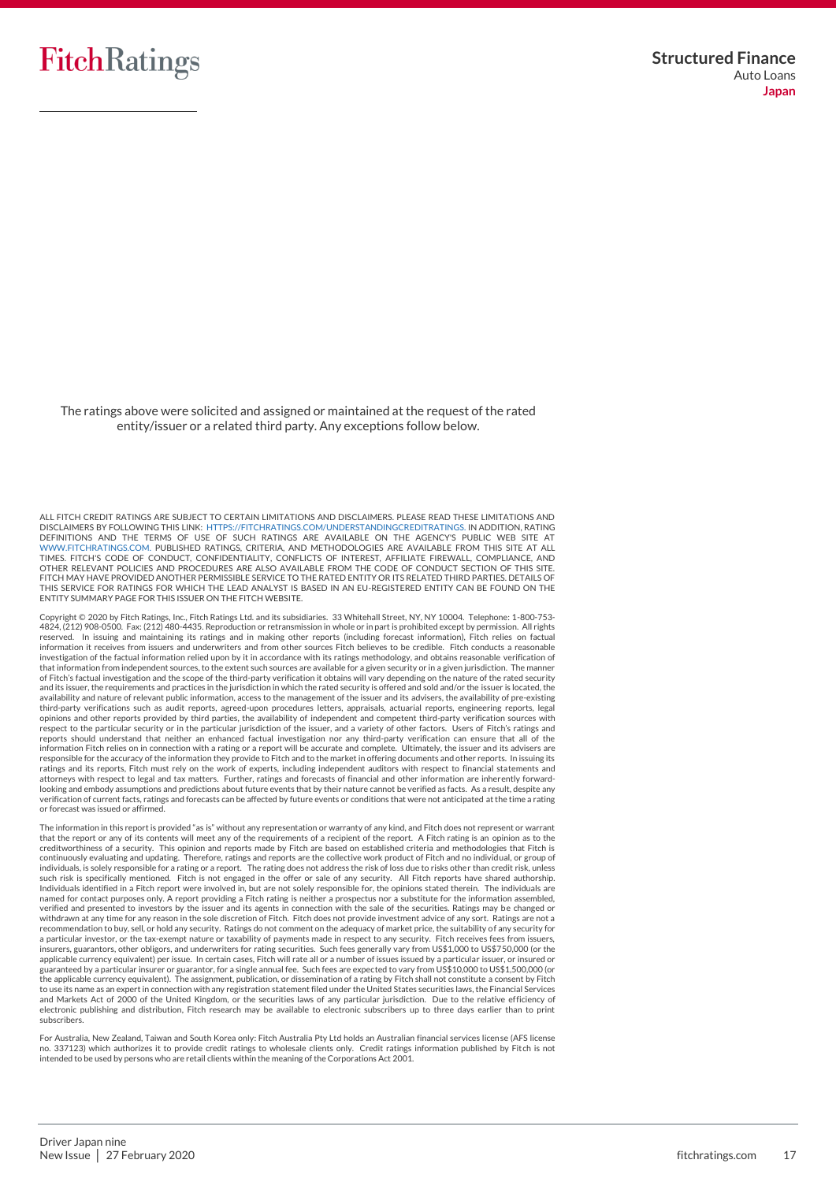The ratings above were solicited and assigned or maintained at the request of the rated entity/issuer or a related third party. Any exceptions follow below.

ALL FITCH CREDIT RATINGS ARE SUBJECT TO CERTAIN LIMITATIONS AND DISCLAIMERS. PLEASE READ THESE LIMITATIONS AND DISCLAIMERS BY FOLLOWING THIS LINK: HTTPS://FITCHRATINGS.COM/UNDERSTANDINGCREDITRATINGS. IN ADDITION, RATING DEFINITIONS AND THE TERMS OF USE OF SUCH RATINGS ARE AVAILABLE ON THE AGENCY'S PUBLIC WEB SITE AT WWW.FITCHRATINGS.COM. PUBLISHED RATINGS, CRITERIA, AND METHODOLOGIES ARE AVAILABLE FROM THIS SITE AT ALL TIMES. FITCH'S CODE OF CONDUCT, CONFIDENTIALITY, CONFLICTS OF INTEREST, AFFILIATE FIREWALL, COMPLIANCE, AND OTHER RELEVANT POLICIES AND PROCEDURES ARE ALSO AVAILABLE FROM THE CODE OF CONDUCT SECTION OF THIS SITE. FITCH MAY HAVE PROVIDED ANOTHER PERMISSIBLE SERVICE TO THE RATED ENTITY OR ITS RELATED THIRD PARTIES. DETAILS OF THIS SERVICE FOR RATINGS FOR WHICH THE LEAD ANALYST IS BASED IN AN EU-REGISTERED ENTITY CAN BE FOUND ON THE ENTITY SUMMARY PAGE FOR THIS ISSUER ON THE FITCH WEBSITE.

Copyright © 2020 by Fitch Ratings, Inc., Fitch Ratings Ltd. and its subsidiaries. 33 Whitehall Street, NY, NY 10004. Telephone: 1-800-753-4824, (212) 908-0500. Fax: (212) 480-4435. Reproduction or retransmission in whole or in part is prohibited except by permission. All rights reserved. In issuing and maintaining its ratings and in making other reports (including forecast information), Fitch relies on factual information it receives from issuers and underwriters and from other sources Fitch believes to be credible. Fitch conducts a reasonable investigation of the factual information relied upon by it in accordance with its ratings methodology, and obtains reasonable verification of that information from independent sources, to the extent such sources are available for a given security or in a given jurisdiction. The manner of Fitch's factual investigation and the scope of the third-party verification it obtains will vary depending on the nature of the rated security and its issuer, the requirements and practices in the jurisdiction in which the rated security is offered and sold and/or the issuer is located, the availability and nature of relevant public information, access to the management of the issuer and its advisers, the availability of pre-existing third-party verifications such as audit reports, agreed-upon procedures letters, appraisals, actuarial reports, engineering reports, legal opinions and other reports provided by third parties, the availability of independent and competent third-party verification sources with respect to the particular security or in the particular jurisdiction of the issuer, and a variety of other factors. Users of Fitch's ratings and reports should understand that neither an enhanced factual investigation nor any third-party verification can ensure that all of the information Fitch relies on in connection with a rating or a report will be accurate and complete. Ultimately, the issuer and its advisers are responsible for the accuracy of the information they provide to Fitch and to the market in offering documents and other reports. In issuing its ratings and its reports, Fitch must rely on the work of experts, including independent auditors with respect to financial statements and attorneys with respect to legal and tax matters. Further, ratings and forecasts of financial and other information are inherently forward-looking and embody assumptions and predictions about future events that by their nature cannot be verified as facts. As a result, despite any verification of current facts, ratings and forecasts can be affected by future events or conditions that were not anticipated at the time a rating or forecast was issued or affirmed.

The information in this report is provided "as is" without any representation or warranty of any kind, and Fitch does not represent or warrant that the report or any of its contents will meet any of the requirements of a recipient of the report. A Fitch rating is an opinion as to the creditworthiness of a security. This opinion and reports made by Fitch are based on established criteria and methodologies that Fitch is continuously evaluating and updating. Therefore, ratings and reports are the collective work product of Fitch and no individual, or group of individuals, is solely responsible for a rating or a report. The rating does not address the risk of loss due to risks other than credit risk, unless such risk is specifically mentioned. Fitch is not engaged in the offer or sale of any security. All Fitch reports have shared authorship. Individuals identified in a Fitch report were involved in, but are not solely responsible for, the opinions stated therein. The individuals are named for contact purposes only. A report providing a Fitch rating is neither a prospectus nor a substitute for the information assembled, verified and presented to investors by the issuer and its agents in connection with the sale of the securities. Ratings may be changed or withdrawn at any time for any reason in the sole discretion of Fitch. Fitch does not provide investment advice of any sort. Ratings are not a recommendation to buy, sell, or hold any security. Ratings do not comment on the adequacy of market price, the suitability of any security for a particular investor, or the tax-exempt nature or taxability of payments made in respect to any security. Fitch receives fees from issuers, insurers, guarantors, other obligors, and underwriters for rating securities. Such fees generally vary from US$1,000 to US$750,000 (or the applicable currency equivalent) per issue. In certain cases, Fitch will rate all or a number of issues issued by a particular issuer, or insured or guaranteed by a particular insurer or guarantor, for a single annual fee. Such fees are expected to vary from US$10,000 to US$1,500,000 (or the applicable currency equivalent). The assignment, publication, or dissemination of a rating by Fitch shall not constitute a consent by Fitch to use its name as an expert in connection with any registration statement filed under the United States securities laws, the Financial Services and Markets Act of 2000 of the United Kingdom, or the securities laws of any particular jurisdiction. Due to the relative efficiency of electronic publishing and distribution, Fitch research may be available to electronic subscribers up to three days earlier than to print subscribers.

For Australia, New Zealand, Taiwan and South Korea only: Fitch Australia Pty Ltd holds an Australian financial services license (AFS license no. 337123) which authorizes it to provide credit ratings to wholesale clients only. Credit ratings information published by Fitch is not intended to be used by persons who are retail clients within the meaning of the Corporations Act 2001.